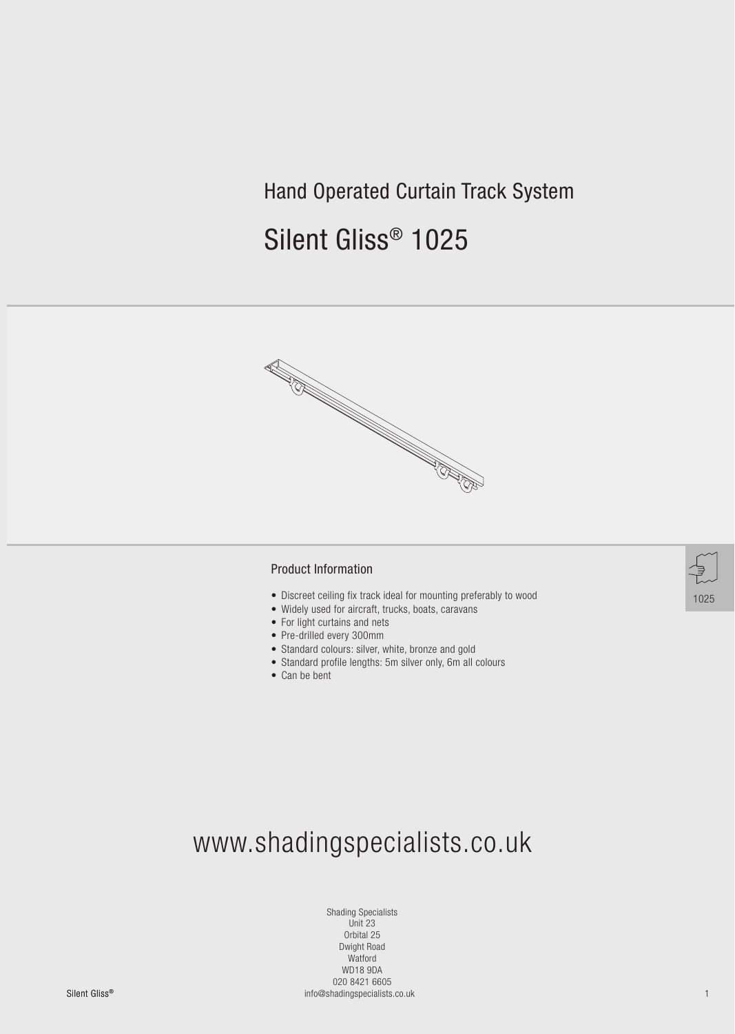Hand Operated Curtain Track System

# Silent Gliss® 1025

## Product Information

- Discreet ceiling fix track ideal for mounting preferably to wood
- Widely used for aircraft, trucks, boats, caravans
- For light curtains and nets
- Pre-drilled every 300mm
- Standard colours: silver, white, bronze and gold
- Standard profile lengths: 5m silver only, 6m all colours
- Can be bent

1025

www.shadingspecialists.co.uk

Shading Specialists
Unit 23
Orbital 25
Dwight Road
Watford
WD18 9DA
020 8421 6605
info@shadingspecialists.co.uk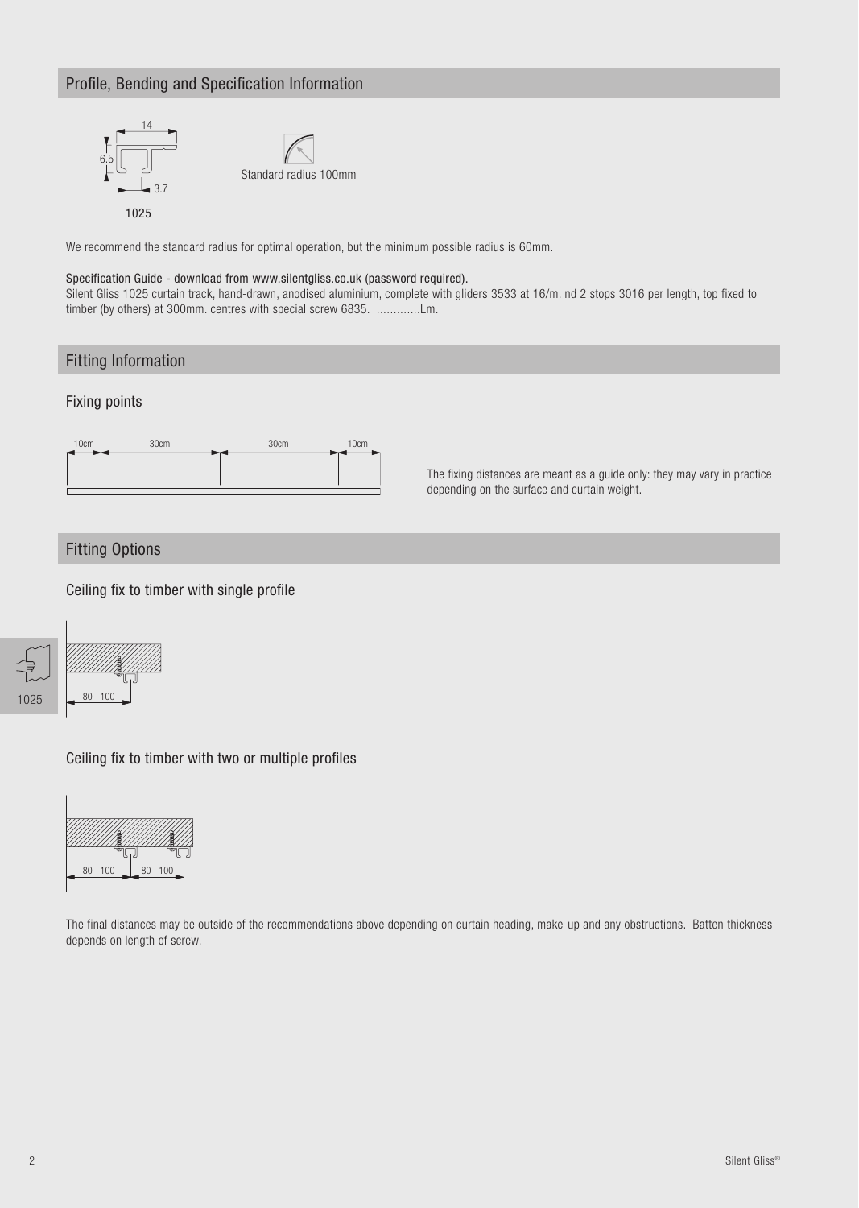## Profile, Bending and Specification Information

14

6.5

3.7

1025

Standard radius 100mm

We recommend the standard radius for optimal operation, but the minimum possible radius is 60mm.

Specification Guide - download from www.silentgliss.co.uk (password required).
Silent Gliss 1025 curtain track, hand-drawn, anodised aluminium, complete with gliders 3533 at 16/m. nd 2 stops 3016 per length, top fixed to timber (by others) at 300mm. centres with special screw 6835. .............Lm.

## Fitting Information

### Fixing points

10cm 30cm 30cm 10cm

The fixing distances are meant as a guide only: they may vary in practice depending on the surface and curtain weight.

## Fitting Options

### Ceiling fix to timber with single profile

80 - 100

1025

### Ceiling fix to timber with two or multiple profiles

80 - 100 80 - 100

The final distances may be outside of the recommendations above depending on curtain heading, make-up and any obstructions. Batten thickness depends on length of screw.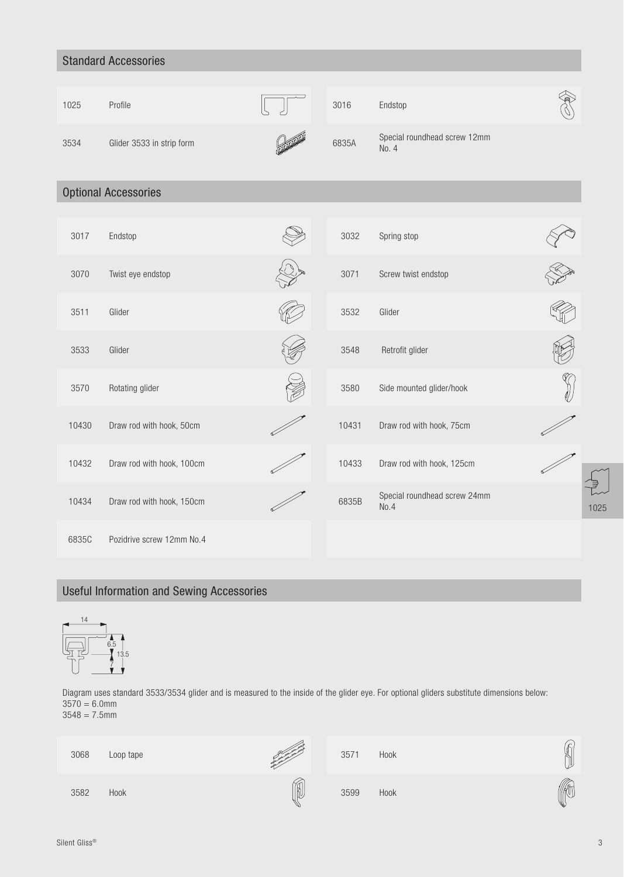## Standard Accessories

| | | | |
|---|---|---|---|
| 1025 | Profile | 3016 | Endstop |
| 3534 | Glider 3533 in strip form | 6835A | Special roundhead screw 12mm No. 4 |

## Optional Accessories

| | | | |
|---|---|---|---|
| 3017 | Endstop | 3032 | Spring stop |
| 3070 | Twist eye endstop | 3071 | Screw twist endstop |
| 3511 | Glider | 3532 | Glider |
| 3533 | Glider | 3548 | Retrofit glider |
| 3570 | Rotating glider | 3580 | Side mounted glider/hook |
| 10430 | Draw rod with hook, 50cm | 10431 | Draw rod with hook, 75cm |
| 10432 | Draw rod with hook, 100cm | 10433 | Draw rod with hook, 125cm |
| 10434 | Draw rod with hook, 150cm | 6835B | Special roundhead screw 24mm No.4 |
| 6835C | Pozidrive screw 12mm No.4 | | |

## Useful Information and Sewing Accessories

14
6.5
13.5
7

Diagram uses standard 3533/3534 glider and is measured to the inside of the glider eye. For optional gliders substitute dimensions below:
3570 = 6.0mm
3548 = 7.5mm

| | | | |
|---|---|---|---|
| 3068 | Loop tape | 3571 | Hook |
| 3582 | Hook | 3599 | Hook |